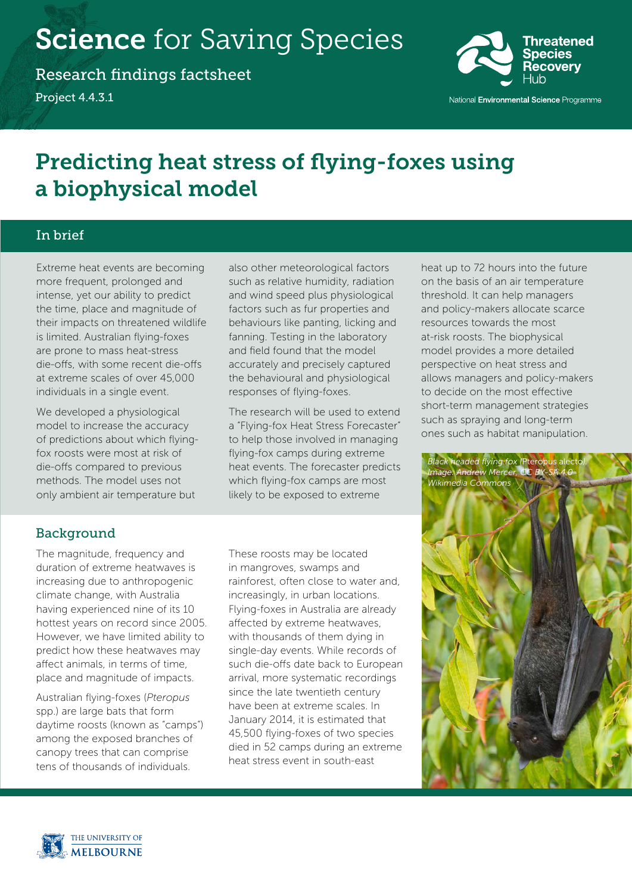# Science for Saving Species

Research findings factsheet

Project 4.4.3.1

Threatened Species Recovery Hub

National Environmental Science Programme

# Predicting heat stress of flying-foxes using a biophysical model

## In brief

Extreme heat events are becoming more frequent, prolonged and intense, yet our ability to predict the time, place and magnitude of their impacts on threatened wildlife is limited. Australian flying-foxes are prone to mass heat-stress die-offs, with some recent die-offs at extreme scales of over 45,000 individuals in a single event.

We developed a physiological model to increase the accuracy of predictions about which flying-fox roosts were most at risk of die-offs compared to previous methods. The model uses not only ambient air temperature but also other meteorological factors such as relative humidity, radiation and wind speed plus physiological factors such as fur properties and behaviours like panting, licking and fanning. Testing in the laboratory and field found that the model accurately and precisely captured the behavioural and physiological responses of flying-foxes.

The research will be used to extend a "Flying-fox Heat Stress Forecaster" to help those involved in managing flying-fox camps during extreme heat events. The forecaster predicts which flying-fox camps are most likely to be exposed to extreme heat up to 72 hours into the future on the basis of an air temperature threshold. It can help managers and policy-makers allocate scarce resources towards the most at-risk roosts. The biophysical model provides a more detailed perspective on heat stress and allows managers and policy-makers to decide on the most effective short-term management strategies such as spraying and long-term ones such as habitat manipulation.

*Black headed flying fox (Pteropus alecto). Image: Andrew Mercer, CC BY-SA 4.0 Wikimedia Commons*

## Background

The magnitude, frequency and duration of extreme heatwaves is increasing due to anthropogenic climate change, with Australia having experienced nine of its 10 hottest years on record since 2005. However, we have limited ability to predict how these heatwaves may affect animals, in terms of time, place and magnitude of impacts.

Australian flying-foxes (*Pteropus* spp.) are large bats that form daytime roosts (known as "camps") among the exposed branches of canopy trees that can comprise tens of thousands of individuals.

These roosts may be located in mangroves, swamps and rainforest, often close to water and, increasingly, in urban locations. Flying-foxes in Australia are already affected by extreme heatwaves, with thousands of them dying in single-day events. While records of such die-offs date back to European arrival, more systematic recordings since the late twentieth century have been at extreme scales. In January 2014, it is estimated that 45,500 flying-foxes of two species died in 52 camps during an extreme heat stress event in south-east

THE UNIVERSITY OF MELBOURNE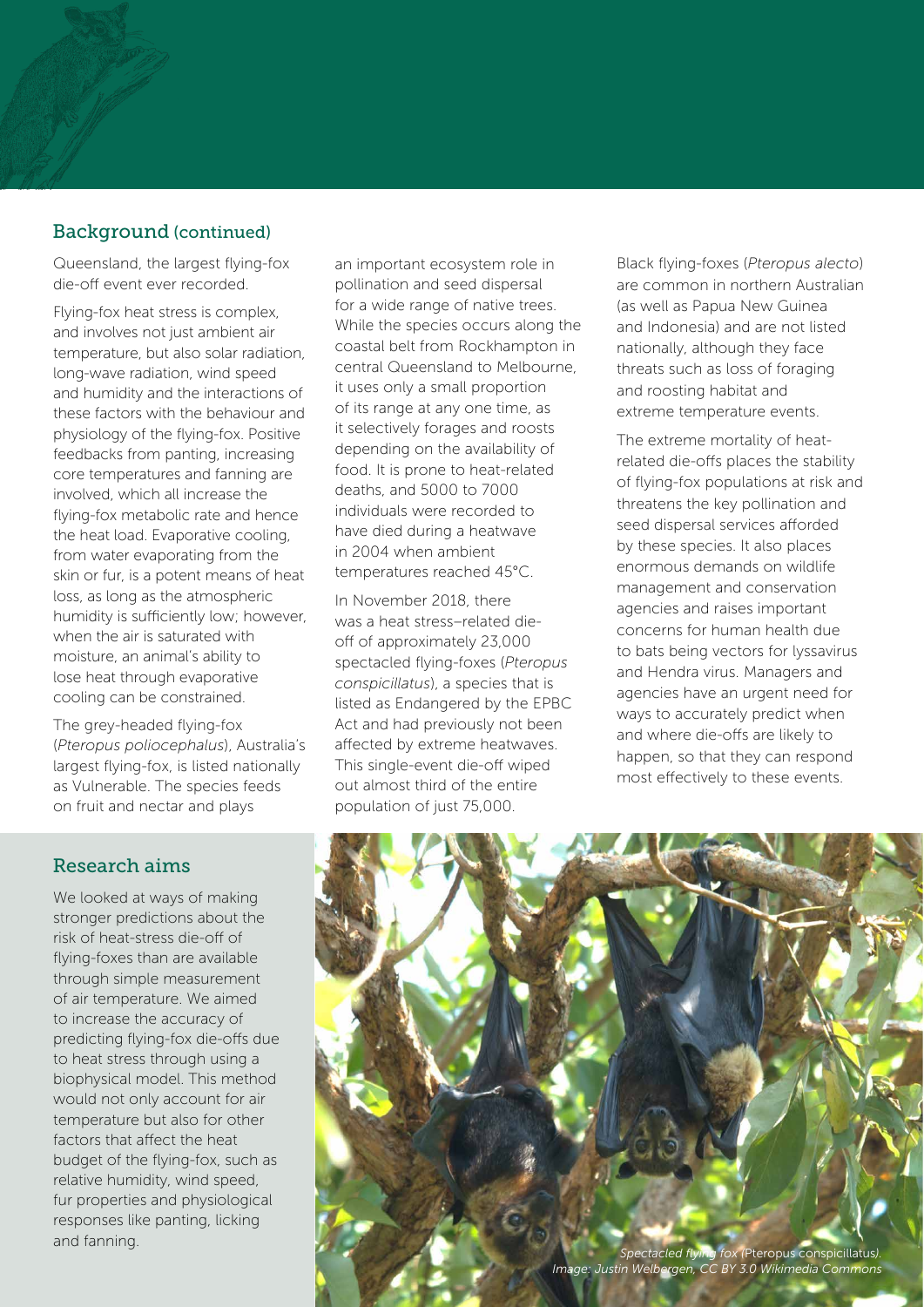## Background (continued)

Queensland, the largest flying-fox die-off event ever recorded.

Flying-fox heat stress is complex, and involves not just ambient air temperature, but also solar radiation, long-wave radiation, wind speed and humidity and the interactions of these factors with the behaviour and physiology of the flying-fox. Positive feedbacks from panting, increasing core temperatures and fanning are involved, which all increase the flying-fox metabolic rate and hence the heat load. Evaporative cooling, from water evaporating from the skin or fur, is a potent means of heat loss, as long as the atmospheric humidity is sufficiently low; however, when the air is saturated with moisture, an animal's ability to lose heat through evaporative cooling can be constrained.

The grey-headed flying-fox (*Pteropus poliocephalus*), Australia's largest flying-fox, is listed nationally as Vulnerable. The species feeds on fruit and nectar and plays an important ecosystem role in pollination and seed dispersal for a wide range of native trees. While the species occurs along the coastal belt from Rockhampton in central Queensland to Melbourne, it uses only a small proportion of its range at any one time, as it selectively forages and roosts depending on the availability of food. It is prone to heat-related deaths, and 5000 to 7000 individuals were recorded to have died during a heatwave in 2004 when ambient temperatures reached 45°C.

In November 2018, there was a heat stress–related die-off of approximately 23,000 spectacled flying-foxes (*Pteropus conspicillatus*), a species that is listed as Endangered by the EPBC Act and had previously not been affected by extreme heatwaves. This single-event die-off wiped out almost third of the entire population of just 75,000.

Black flying-foxes (*Pteropus alecto*) are common in northern Australian (as well as Papua New Guinea and Indonesia) and are not listed nationally, although they face threats such as loss of foraging and roosting habitat and extreme temperature events.

The extreme mortality of heat-related die-offs places the stability of flying-fox populations at risk and threatens the key pollination and seed dispersal services afforded by these species. It also places enormous demands on wildlife management and conservation agencies and raises important concerns for human health due to bats being vectors for lyssavirus and Hendra virus. Managers and agencies have an urgent need for ways to accurately predict when and where die-offs are likely to happen, so that they can respond most effectively to these events.

## Research aims

We looked at ways of making stronger predictions about the risk of heat-stress die-off of flying-foxes than are available through simple measurement of air temperature. We aimed to increase the accuracy of predicting flying-fox die-offs due to heat stress through using a biophysical model. This method would not only account for air temperature but also for other factors that affect the heat budget of the flying-fox, such as relative humidity, wind speed, fur properties and physiological responses like panting, licking and fanning.

*Spectacled flying fox (Pteropus conspicillatus). Image: Justin Welbergen, CC BY 3.0 Wikimedia Commons*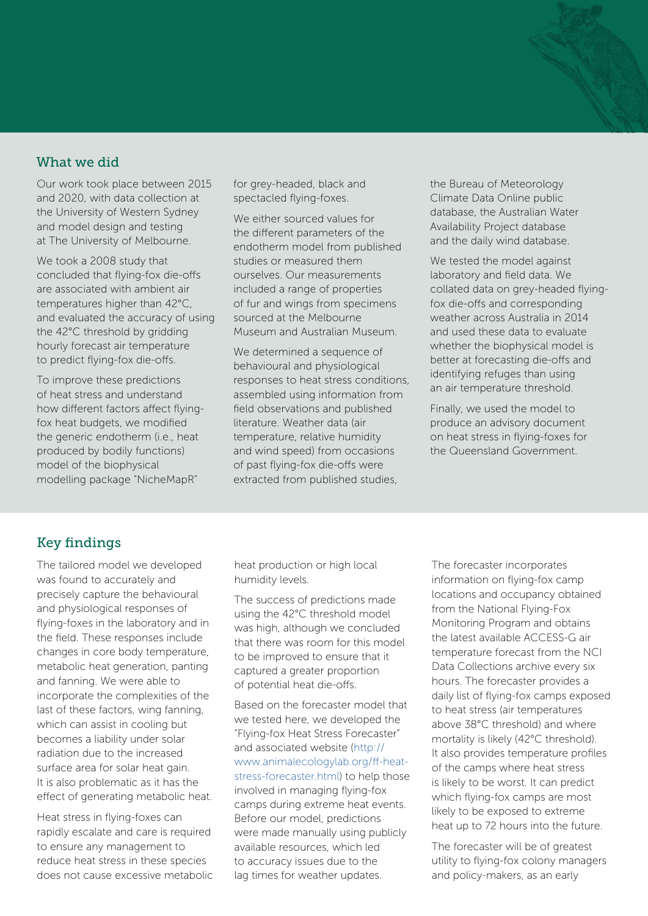## What we did

Our work took place between 2015 and 2020, with data collection at the University of Western Sydney and model design and testing at The University of Melbourne.

We took a 2008 study that concluded that flying-fox die-offs are associated with ambient air temperatures higher than 42°C, and evaluated the accuracy of using the 42°C threshold by gridding hourly forecast air temperature to predict flying-fox die-offs.

To improve these predictions of heat stress and understand how different factors affect flying-fox heat budgets, we modified the generic endotherm (i.e., heat produced by bodily functions) model of the biophysical modelling package "NicheMapR" for grey-headed, black and spectacled flying-foxes.

We either sourced values for the different parameters of the endotherm model from published studies or measured them ourselves. Our measurements included a range of properties of fur and wings from specimens sourced at the Melbourne Museum and Australian Museum.

We determined a sequence of behavioural and physiological responses to heat stress conditions, assembled using information from field observations and published literature. Weather data (air temperature, relative humidity and wind speed) from occasions of past flying-fox die-offs were extracted from published studies, the Bureau of Meteorology Climate Data Online public database, the Australian Water Availability Project database and the daily wind database.

We tested the model against laboratory and field data. We collated data on grey-headed flying-fox die-offs and corresponding weather across Australia in 2014 and used these data to evaluate whether the biophysical model is better at forecasting die-offs and identifying refuges than using an air temperature threshold.

Finally, we used the model to produce an advisory document on heat stress in flying-foxes for the Queensland Government.

## Key findings

The tailored model we developed was found to accurately and precisely capture the behavioural and physiological responses of flying-foxes in the laboratory and in the field. These responses include changes in core body temperature, metabolic heat generation, panting and fanning. We were able to incorporate the complexities of the last of these factors, wing fanning, which can assist in cooling but becomes a liability under solar radiation due to the increased surface area for solar heat gain. It is also problematic as it has the effect of generating metabolic heat.

Heat stress in flying-foxes can rapidly escalate and care is required to ensure any management to reduce heat stress in these species does not cause excessive metabolic heat production or high local humidity levels.

The success of predictions made using the 42°C threshold model was high, although we concluded that there was room for this model to be improved to ensure that it captured a greater proportion of potential heat die-offs.

Based on the forecaster model that we tested here, we developed the "Flying-fox Heat Stress Forecaster" and associated website (http://www.animalecologylab.org/ff-heat-stress-forecaster.html) to help those involved in managing flying-fox camps during extreme heat events. Before our model, predictions were made manually using publicly available resources, which led to accuracy issues due to the lag times for weather updates.

The forecaster incorporates information on flying-fox camp locations and occupancy obtained from the National Flying-Fox Monitoring Program and obtains the latest available ACCESS-G air temperature forecast from the NCI Data Collections archive every six hours. The forecaster provides a daily list of flying-fox camps exposed to heat stress (air temperatures above 38°C threshold) and where mortality is likely (42°C threshold). It also provides temperature profiles of the camps where heat stress is likely to be worst. It can predict which flying-fox camps are most likely to be exposed to extreme heat up to 72 hours into the future.

The forecaster will be of greatest utility to flying-fox colony managers and policy-makers, as an early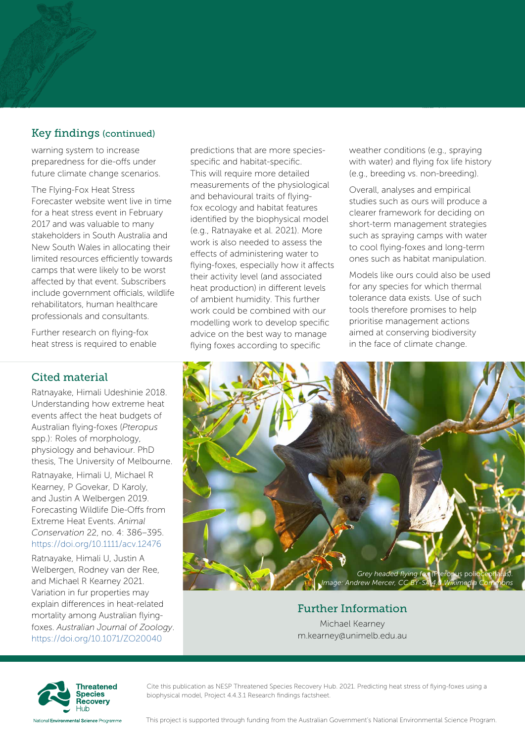## Key findings (continued)

warning system to increase preparedness for die-offs under future climate change scenarios.

The Flying-Fox Heat Stress Forecaster website went live in time for a heat stress event in February 2017 and was valuable to many stakeholders in South Australia and New South Wales in allocating their limited resources efficiently towards camps that were likely to be worst affected by that event. Subscribers include government officials, wildlife rehabilitators, human healthcare professionals and consultants.

Further research on flying-fox heat stress is required to enable predictions that are more species-specific and habitat-specific. This will require more detailed measurements of the physiological and behavioural traits of flying-fox ecology and habitat features identified by the biophysical model (e.g., Ratnayake et al. 2021). More work is also needed to assess the effects of administering water to flying-foxes, especially how it affects their activity level (and associated heat production) in different levels of ambient humidity. This further work could be combined with our modelling work to develop specific advice on the best way to manage flying foxes according to specific weather conditions (e.g., spraying with water) and flying fox life history (e.g., breeding vs. non-breeding).

Overall, analyses and empirical studies such as ours will produce a clearer framework for deciding on short-term management strategies such as spraying camps with water to cool flying-foxes and long-term ones such as habitat manipulation.

Models like ours could also be used for any species for which thermal tolerance data exists. Use of such tools therefore promises to help prioritise management actions aimed at conserving biodiversity in the face of climate change.

## Cited material

Ratnayake, Himali Udeshinie 2018. Understanding how extreme heat events affect the heat budgets of Australian flying-foxes (*Pteropus* spp.): Roles of morphology, physiology and behaviour. PhD thesis, The University of Melbourne.

Ratnayake, Himali U, Michael R Kearney, P Govekar, D Karoly, and Justin A Welbergen 2019. Forecasting Wildlife Die-Offs from Extreme Heat Events. *Animal Conservation* 22, no. 4: 386–395. https://doi.org/10.1111/acv.12476

Ratnayake, Himali U, Justin A Welbergen, Rodney van der Ree, and Michael R Kearney 2021. Variation in fur properties may explain differences in heat-related mortality among Australian flying-foxes. *Australian Journal of Zoology*. https://doi.org/10.1071/ZO20040

*Grey headed flying fox (Pteropus poliocephalus). Image: Andrew Mercer, CC BY-SA 4.0 Wikimedia Commons*

## Further Information

Michael Kearney
m.kearney@unimelb.edu.au

Threatened Species Recovery Hub
National Environmental Science Programme

Cite this publication as NESP Threatened Species Recovery Hub. 2021. Predicting heat stress of flying-foxes using a biophysical model, Project 4.4.3.1 Research findings factsheet.

This project is supported through funding from the Australian Government's National Environmental Science Program.